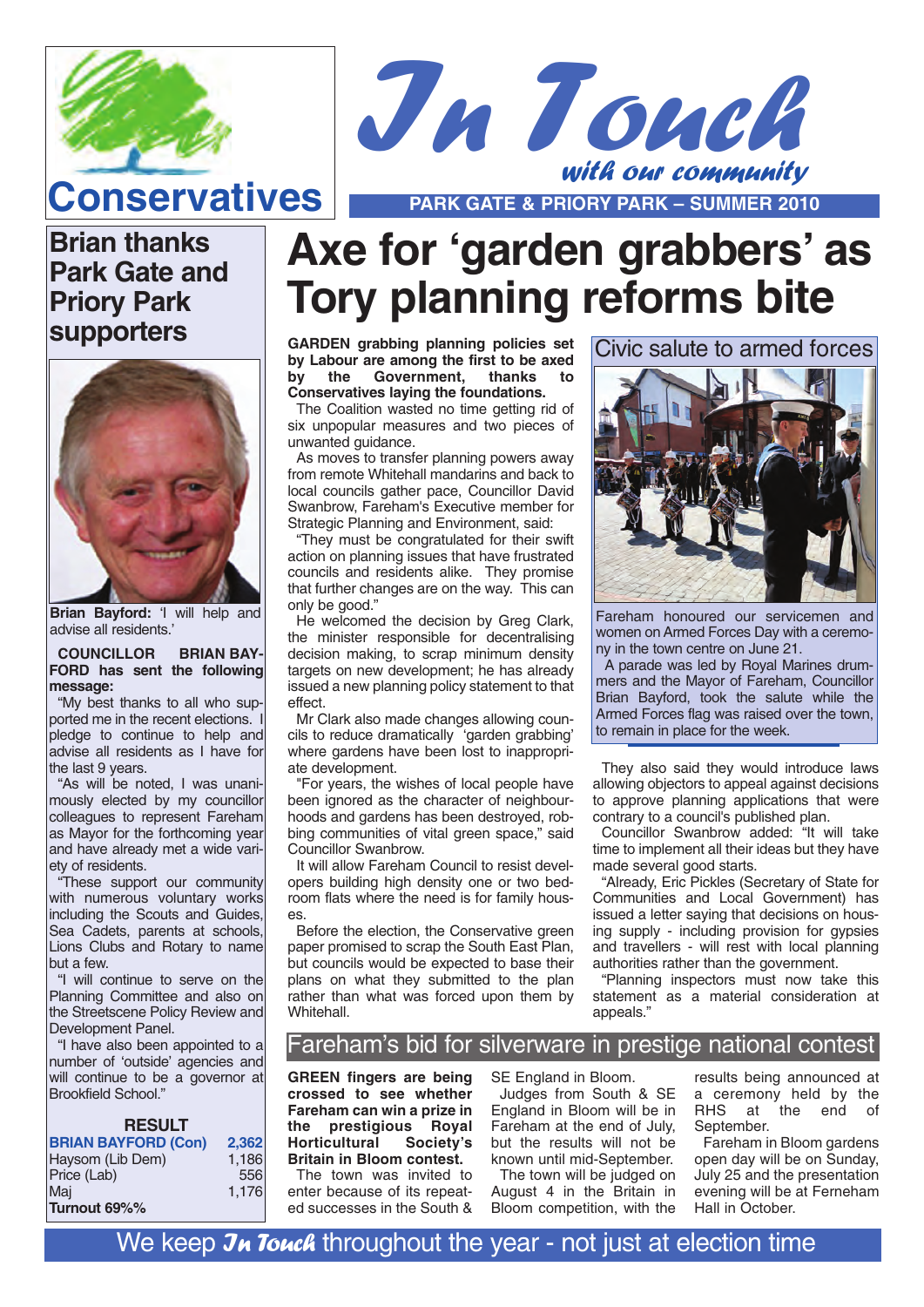Conservatives

# In Touch *with our community*

**PARK GATE & PRIORY PARK – SUMMER 2010**

## Brian thanks Park Gate and Priory Park supporters

**Brian Bayford:** 'I will help and advise all residents.'

**COUNCILLOR BRIAN BAYFORD has sent the following message:**

"My best thanks to all who supported me in the recent elections. I pledge to continue to help and advise all residents as I have for the last 9 years.

"As will be noted, I was unanimously elected by my councillor colleagues to represent Fareham as Mayor for the forthcoming year and have already met a wide variety of residents.

"These support our community with numerous voluntary works including the Scouts and Guides, Sea Cadets, parents at schools, Lions Clubs and Rotary to name but a few.

"I will continue to serve on the Planning Committee and also on the Streetscene Policy Review and Development Panel.

"I have also been appointed to a number of 'outside' agencies and will continue to be a governor at Brookfield School."

**RESULT**

| | |
|---|---|
| **BRIAN BAYFORD (Con)** | **2,362** |
| Haysom (Lib Dem) | 1,186 |
| Price (Lab) | 556 |
| Maj | 1,176 |
| **Turnout 69%%** | |

# Axe for 'garden grabbers' as Tory planning reforms bite

**GARDEN grabbing planning policies set by Labour are among the first to be axed by the Government, thanks to Conservatives laying the foundations.**

The Coalition wasted no time getting rid of six unpopular measures and two pieces of unwanted guidance.

As moves to transfer planning powers away from remote Whitehall mandarins and back to local councils gather pace, Councillor David Swanbrow, Fareham's Executive member for Strategic Planning and Environment, said:

"They must be congratulated for their swift action on planning issues that have frustrated councils and residents alike. They promise that further changes are on the way. This can only be good."

He welcomed the decision by Greg Clark, the minister responsible for decentralising decision making, to scrap minimum density targets on new development; he has already issued a new planning policy statement to that effect.

Mr Clark also made changes allowing councils to reduce dramatically 'garden grabbing' where gardens have been lost to inappropriate development.

"For years, the wishes of local people have been ignored as the character of neighbourhoods and gardens has been destroyed, robbing communities of vital green space," said Councillor Swanbrow.

It will allow Fareham Council to resist developers building high density one or two bedroom flats where the need is for family houses.

Before the election, the Conservative green paper promised to scrap the South East Plan, but councils would be expected to base their plans on what they submitted to the plan rather than what was forced upon them by Whitehall.

They also said they would introduce laws allowing objectors to appeal against decisions to approve planning applications that were contrary to a council's published plan.

Councillor Swanbrow added: "It will take time to implement all their ideas but they have made several good starts.

"Already, Eric Pickles (Secretary of State for Communities and Local Government) has issued a letter saying that decisions on housing supply - including provision for gypsies and travellers - will rest with local planning authorities rather than the government.

"Planning inspectors must now take this statement as a material consideration at appeals."

## Civic salute to armed forces

Fareham honoured our servicemen and women on Armed Forces Day with a ceremony in the town centre on June 21.

A parade was led by Royal Marines drummers and the Mayor of Fareham, Councillor Brian Bayford, took the salute while the Armed Forces flag was raised over the town, to remain in place for the week.

## Fareham's bid for silverware in prestige national contest

**GREEN fingers are being crossed to see whether Fareham can win a prize in the prestigious Royal Horticultural Society's Britain in Bloom contest.**

The town was invited to enter because of its repeated successes in the South & SE England in Bloom.

Judges from South & SE England in Bloom will be in Fareham at the end of July, but the results will not be known until mid-September.

The town will be judged on August 4 in the Britain in Bloom competition, with the results being announced at a ceremony held by the RHS at the end of September.

Fareham in Bloom gardens open day will be on Sunday, July 25 and the presentation evening will be at Ferneham Hall in October.

We keep *In Touch* throughout the year - not just at election time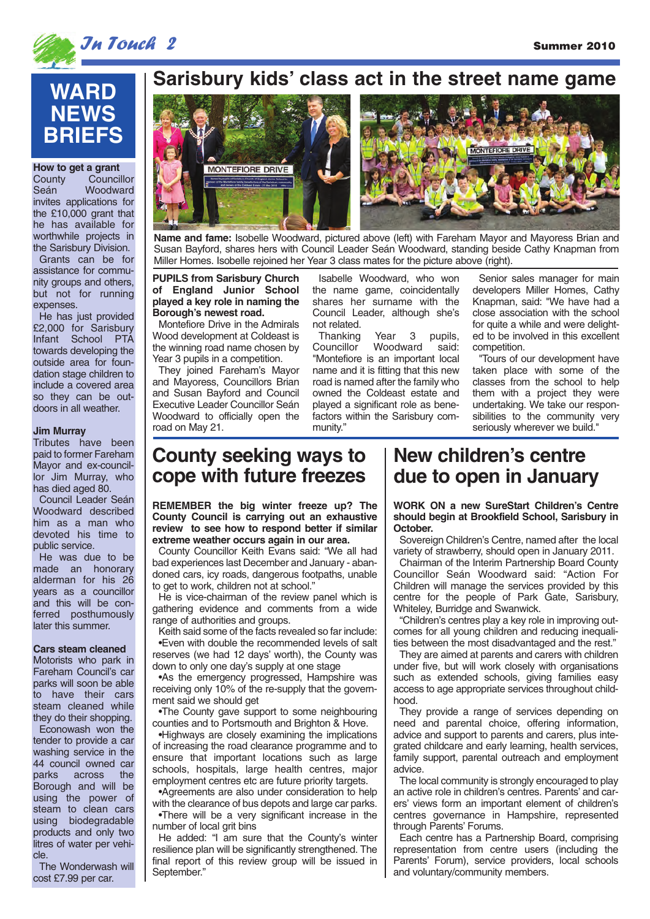# WARD NEWS BRIEFS

**How to get a grant**

County Councillor Seán Woodward invites applications for the £10,000 grant that he has available for worthwhile projects in the Sarisbury Division.

Grants can be for assistance for community groups and others, but not for running expenses.

He has just provided £2,000 for Sarisbury Infant School PTA towards developing the outside area for foundation stage children to include a covered area so they can be outdoors in all weather.

**Jim Murray**

Tributes have been paid to former Fareham Mayor and ex-councillor Jim Murray, who has died aged 80.

Council Leader Seán Woodward described him as a man who devoted his time to public service.

He was due to be made an honorary alderman for his 26 years as a councillor and this will be conferred posthumously later this summer.

**Cars steam cleaned**

Motorists who park in Fareham Council's car parks will soon be able to have their cars steam cleaned while they do their shopping.

Econowash won the tender to provide a car washing service in the 44 council owned car parks across the Borough and will be using the power of steam to clean cars using biodegradable products and only two litres of water per vehicle.

The Wonderwash will cost £7.99 per car.

# Sarisbury kids' class act in the street name game

**Name and fame:** Isobelle Woodward, pictured above (left) with Fareham Mayor and Mayoress Brian and Susan Bayford, shares hers with Council Leader Seán Woodward, standing beside Cathy Knapman from Miller Homes. Isobelle rejoined her Year 3 class mates for the picture above (right).

**PUPILS from Sarisbury Church of England Junior School played a key role in naming the Borough's newest road.**

Montefiore Drive in the Admirals Wood development at Coldeast is the winning road name chosen by Year 3 pupils in a competition.

They joined Fareham's Mayor and Mayoress, Councillors Brian and Susan Bayford and Council Executive Leader Councillor Seán Woodward to officially open the road on May 21.

Isabelle Woodward, who won the name game, coincidentally shares her surname with the Council Leader, although she's not related.

Thanking Year 3 pupils, Councillor Woodward said: "Montefiore is an important local name and it is fitting that this new road is named after the family who owned the Coldeast estate and played a significant role as benefactors within the Sarisbury community."

Senior sales manager for main developers Miller Homes, Cathy Knapman, said: "We have had a close association with the school for quite a while and were delighted to be involved in this excellent competition.

"Tours of our development have taken place with some of the classes from the school to help them with a project they were undertaking. We take our responsibilities to the community very seriously wherever we build."

# County seeking ways to cope with future freezes

**REMEMBER the big winter freeze up? The County Council is carrying out an exhaustive review to see how to respond better if similar extreme weather occurs again in our area.**

County Councillor Keith Evans said: "We all had bad experiences last December and January - abandoned cars, icy roads, dangerous footpaths, unable to get to work, children not at school."

He is vice-chairman of the review panel which is gathering evidence and comments from a wide range of authorities and groups.

Keith said some of the facts revealed so far include:

•Even with double the recommended levels of salt reserves (we had 12 days' worth), the County was down to only one day's supply at one stage

•As the emergency progressed, Hampshire was receiving only 10% of the re-supply that the government said we should get

•The County gave support to some neighbouring counties and to Portsmouth and Brighton & Hove.

•Highways are closely examining the implications of increasing the road clearance programme and to ensure that important locations such as large schools, hospitals, large health centres, major employment centres etc are future priority targets.

•Agreements are also under consideration to help with the clearance of bus depots and large car parks.

•There will be a very significant increase in the number of local grit bins

He added: "I am sure that the County's winter resilience plan will be significantly strengthened. The final report of this review group will be issued in September."

# New children's centre due to open in January

**WORK ON a new SureStart Children's Centre should begin at Brookfield School, Sarisbury in October.**

Sovereign Children's Centre, named after the local variety of strawberry, should open in January 2011.

Chairman of the Interim Partnership Board County Councillor Seán Woodward said: "Action For Children will manage the services provided by this centre for the people of Park Gate, Sarisbury, Whiteley, Burridge and Swanwick.

"Children's centres play a key role in improving outcomes for all young children and reducing inequalities between the most disadvantaged and the rest."

They are aimed at parents and carers with children under five, but will work closely with organisations such as extended schools, giving families easy access to age appropriate services throughout childhood.

They provide a range of services depending on need and parental choice, offering information, advice and support to parents and carers, plus integrated childcare and early learning, health services, family support, parental outreach and employment advice.

The local community is strongly encouraged to play an active role in children's centres. Parents' and carers' views form an important element of children's centres governance in Hampshire, represented through Parents' Forums.

Each centre has a Partnership Board, comprising representation from centre users (including the Parents' Forum), service providers, local schools and voluntary/community members.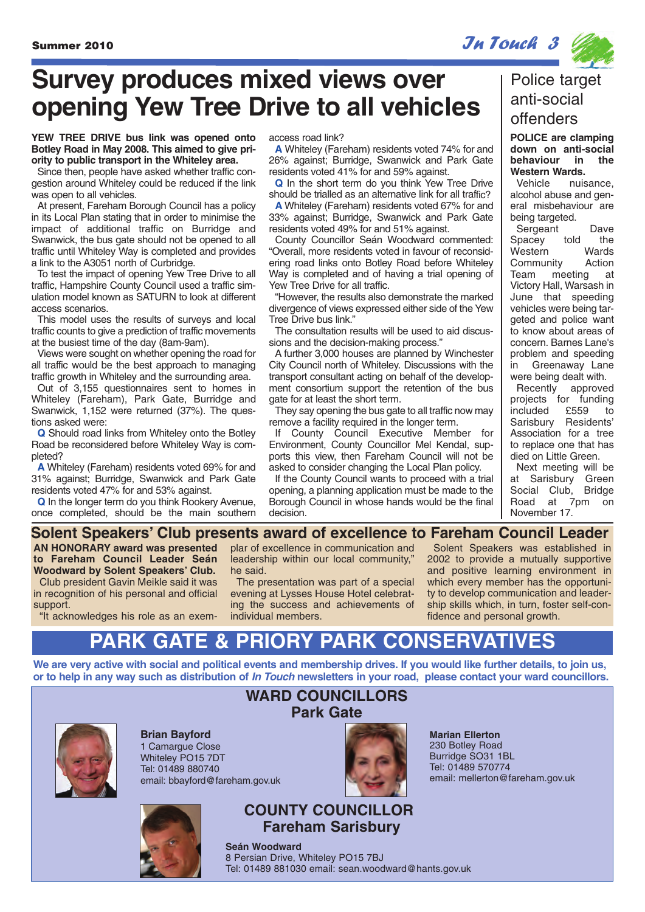# Survey produces mixed views over opening Yew Tree Drive to all vehicles

**YEW TREE DRIVE bus link was opened onto Botley Road in May 2008. This aimed to give priority to public transport in the Whiteley area.**

Since then, people have asked whether traffic congestion around Whiteley could be reduced if the link was open to all vehicles.

At present, Fareham Borough Council has a policy in its Local Plan stating that in order to minimise the impact of additional traffic on Burridge and Swanwick, the bus gate should not be opened to all traffic until Whiteley Way is completed and provides a link to the A3051 north of Curbridge.

To test the impact of opening Yew Tree Drive to all traffic, Hampshire County Council used a traffic simulation model known as SATURN to look at different access scenarios.

This model uses the results of surveys and local traffic counts to give a prediction of traffic movements at the busiest time of the day (8am-9am).

Views were sought on whether opening the road for all traffic would be the best approach to managing traffic growth in Whiteley and the surrounding area.

Out of 3,155 questionnaires sent to homes in Whiteley (Fareham), Park Gate, Burridge and Swanwick, 1,152 were returned (37%). The questions asked were:

**Q** Should road links from Whiteley onto the Botley Road be reconsidered before Whiteley Way is completed?

**A** Whiteley (Fareham) residents voted 69% for and 31% against; Burridge, Swanwick and Park Gate residents voted 47% for and 53% against.

**Q** In the longer term do you think Rookery Avenue, once completed, should be the main southern access road link?

**A** Whiteley (Fareham) residents voted 74% for and 26% against; Burridge, Swanwick and Park Gate residents voted 41% for and 59% against.

**Q** In the short term do you think Yew Tree Drive should be trialled as an alternative link for all traffic?

**A** Whiteley (Fareham) residents voted 67% for and 33% against; Burridge, Swanwick and Park Gate residents voted 49% for and 51% against.

County Councillor Seán Woodward commented: "Overall, more residents voted in favour of reconsidering road links onto Botley Road before Whiteley Way is completed and of having a trial opening of Yew Tree Drive for all traffic.

"However, the results also demonstrate the marked divergence of views expressed either side of the Yew Tree Drive bus link."

The consultation results will be used to aid discussions and the decision-making process."

A further 3,000 houses are planned by Winchester City Council north of Whiteley. Discussions with the transport consultant acting on behalf of the development consortium support the retention of the bus gate for at least the short term.

They say opening the bus gate to all traffic now may remove a facility required in the longer term.

If County Council Executive Member for Environment, County Councillor Mel Kendal, supports this view, then Fareham Council will not be asked to consider changing the Local Plan policy.

If the County Council wants to proceed with a trial opening, a planning application must be made to the Borough Council in whose hands would be the final decision.

## Police target anti-social offenders

**POLICE are clamping down on anti-social behaviour in the Western Wards.**

Vehicle nuisance, alcohol abuse and general misbehaviour are being targeted.

Sergeant Dave Spacey told the Western Wards Community Action Team meeting at Victory Hall, Warsash in June that speeding vehicles were being targeted and police want to know about areas of concern. Barnes Lane's problem and speeding in Greenaway Lane were being dealt with.

Recently approved projects for funding included £559 to Sarisbury Residents' Association for a tree to replace one that has died on Little Green.

Next meeting will be at Sarisbury Green Social Club, Bridge Road at 7pm on November 17.

## Solent Speakers' Club presents award of excellence to Fareham Council Leader

**AN HONORARY award was presented to Fareham Council Leader Seán Woodward by Solent Speakers' Club.**

Club president Gavin Meikle said it was in recognition of his personal and official support.

"It acknowledges his role as an exemplar of excellence in communication and leadership within our local community," he said.

The presentation was part of a special evening at Lysses House Hotel celebrating the success and achievements of individual members.

Solent Speakers was established in 2002 to provide a mutually supportive and positive learning environment in which every member has the opportunity to develop communication and leadership skills which, in turn, foster self-confidence and personal growth.

# PARK GATE & PRIORY PARK CONSERVATIVES

**We are very active with social and political events and membership drives. If you would like further details, to join us, or to help in any way such as distribution of *In Touch* newsletters in your road, please contact your ward councillors.**

## WARD COUNCILLORS
## Park Gate

**Brian Bayford**
1 Camargue Close
Whiteley PO15 7DT
Tel: 01489 880740
email: bbayford@fareham.gov.uk

**Marian Ellerton**
230 Botley Road
Burridge SO31 1BL
Tel: 01489 570774
email: mellerton@fareham.gov.uk

## COUNTY COUNCILLOR
## Fareham Sarisbury

**Seán Woodward**
8 Persian Drive, Whiteley PO15 7BJ
Tel: 01489 881030 email: sean.woodward@hants.gov.uk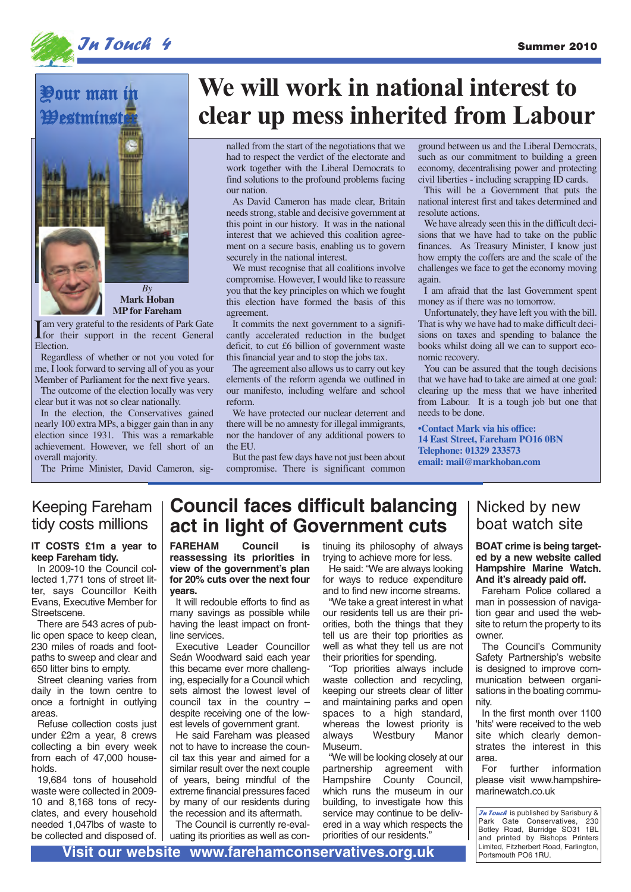# We will work in national interest to clear up mess inherited from Labour

## Your man in Westminster

*By*
**Mark Hoban**
**MP for Fareham**

I am very grateful to the residents of Park Gate for their support in the recent General Election.

Regardless of whether or not you voted for me, I look forward to serving all of you as your Member of Parliament for the next five years.

The outcome of the election locally was very clear but it was not so clear nationally.

In the election, the Conservatives gained nearly 100 extra MPs, a bigger gain than in any election since 1931. This was a remarkable achievement. However, we fell short of an overall majority.

The Prime Minister, David Cameron, signalled from the start of the negotiations that we had to respect the verdict of the electorate and work together with the Liberal Democrats to find solutions to the profound problems facing our nation.

As David Cameron has made clear, Britain needs strong, stable and decisive government at this point in our history. It was in the national interest that we achieved this coalition agreement on a secure basis, enabling us to govern securely in the national interest.

We must recognise that all coalitions involve compromise. However, I would like to reassure you that the key principles on which we fought this election have formed the basis of this agreement.

It commits the next government to a significantly accelerated reduction in the budget deficit, to cut £6 billion of government waste this financial year and to stop the jobs tax.

The agreement also allows us to carry out key elements of the reform agenda we outlined in our manifesto, including welfare and school reform.

We have protected our nuclear deterrent and there will be no amnesty for illegal immigrants, nor the handover of any additional powers to the EU.

But the past few days have not just been about compromise. There is significant common ground between us and the Liberal Democrats, such as our commitment to building a green economy, decentralising power and protecting civil liberties - including scrapping ID cards.

This will be a Government that puts the national interest first and takes determined and resolute actions.

We have already seen this in the difficult decisions that we have had to take on the public finances. As Treasury Minister, I know just how empty the coffers are and the scale of the challenges we face to get the economy moving again.

I am afraid that the last Government spent money as if there was no tomorrow.

Unfortunately, they have left you with the bill. That is why we have had to make difficult decisions on taxes and spending to balance the books whilst doing all we can to support economic recovery.

You can be assured that the tough decisions that we have had to take are aimed at one goal: clearing up the mess that we have inherited from Labour. It is a tough job but one that needs to be done.

**•Contact Mark via his office:**
**14 East Street, Fareham PO16 0BN**
**Telephone: 01329 233573**
**email: mail@markhoban.com**

## Keeping Fareham tidy costs millions

**IT COSTS £1m a year to keep Fareham tidy.**

In 2009-10 the Council collected 1,771 tons of street litter, says Councillor Keith Evans, Executive Member for Streetscene.

There are 543 acres of public open space to keep clean, 230 miles of roads and footpaths to sweep and clear and 650 litter bins to empty.

Street cleaning varies from daily in the town centre to once a fortnight in outlying areas.

Refuse collection costs just under £2m a year, 8 crews collecting a bin every week from each of 47,000 households.

19,684 tons of household waste were collected in 2009-10 and 8,168 tons of recyclates, and every household needed 1,047lbs of waste to be collected and disposed of.

## Council faces difficult balancing act in light of Government cuts

**FAREHAM Council is reassessing its priorities in view of the government's plan for 20% cuts over the next four years.**

It will redouble efforts to find as many savings as possible while having the least impact on frontline services.

Executive Leader Councillor Seán Woodward said each year this became ever more challenging, especially for a Council which sets almost the lowest level of council tax in the country – despite receiving one of the lowest levels of government grant.

He said Fareham was pleased not to have to increase the council tax this year and aimed for a similar result over the next couple of years, being mindful of the extreme financial pressures faced by many of our residents during the recession and its aftermath.

The Council is currently re-evaluating its priorities as well as continuing its philosophy of always trying to achieve more for less.

He said: "We are always looking for ways to reduce expenditure and to find new income streams.

"We take a great interest in what our residents tell us are their priorities, both the things that they tell us are their top priorities as well as what they tell us are not their priorities for spending.

"Top priorities always include waste collection and recycling, keeping our streets clear of litter and maintaining parks and open spaces to a high standard, whereas the lowest priority is always Westbury Manor Museum.

"We will be looking closely at our partnership agreement with Hampshire County Council, which runs the museum in our building, to investigate how this service may continue to be delivered in a way which respects the priorities of our residents."

## Nicked by new boat watch site

**BOAT crime is being targeted by a new website called Hampshire Marine Watch. And it's already paid off.**

Fareham Police collared a man in possession of navigation gear and used the website to return the property to its owner.

The Council's Community Safety Partnership's website is designed to improve communication between organisations in the boating community.

In the first month over 1100 'hits' were received to the web site which clearly demonstrates the interest in this area.

For further information please visit www.hampshiremarinewatch.co.uk

**Visit our website www.farehamconservatives.org.uk**

*In Touch* is published by Sarisbury & Park Gate Conservatives, 230 Botley Road, Burridge SO31 1BL and printed by Bishops Printers Limited, Fitzherbert Road, Farlington, Portsmouth PO6 1RU.